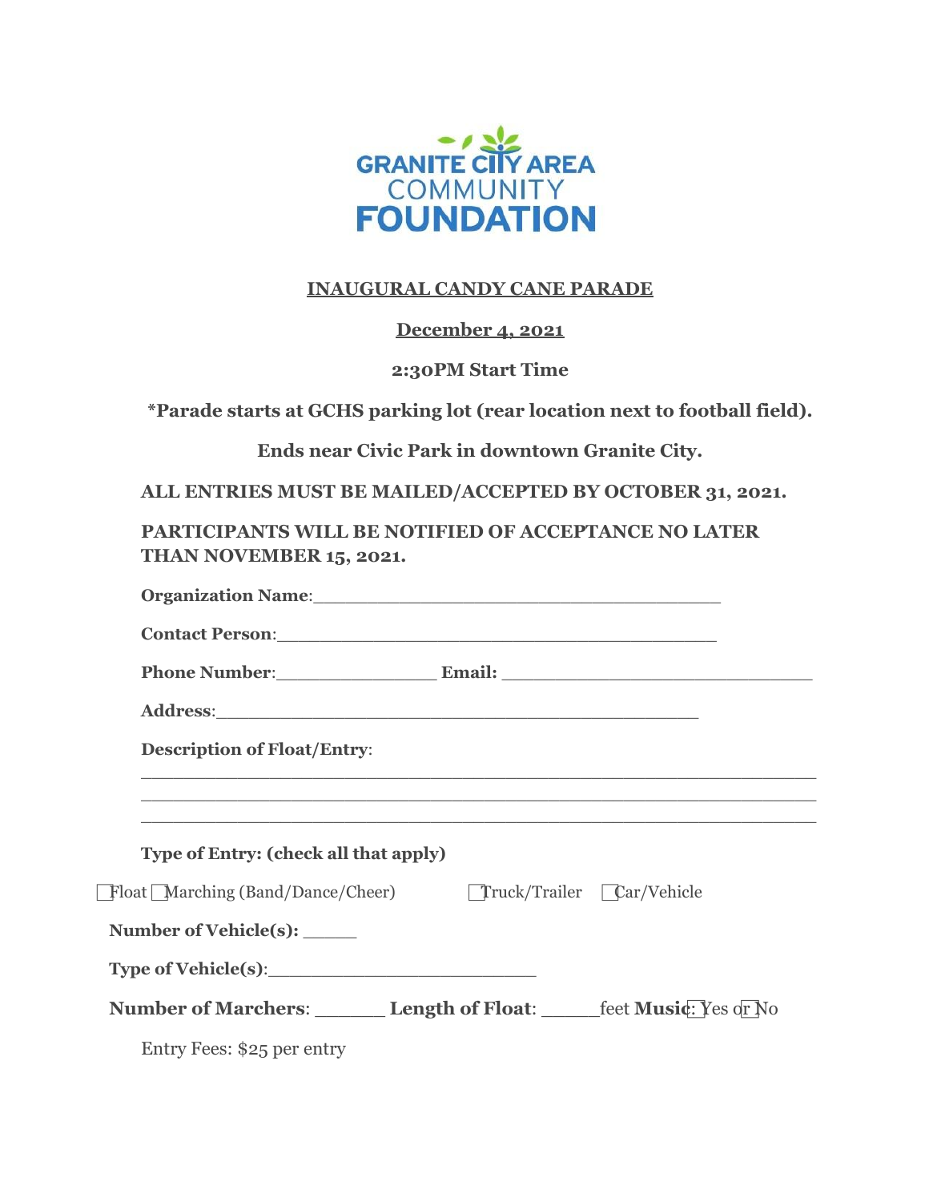GRANITE CITY AREA COMMUNITY FOUNDATION

## INAUGURAL CANDY CANE PARADE

**December 4, 2021**

**2:30PM Start Time**

**\*Parade starts at GCHS parking lot (rear location next to football field).**

**Ends near Civic Park in downtown Granite City.**

**ALL ENTRIES MUST BE MAILED/ACCEPTED BY OCTOBER 31, 2021.**

**PARTICIPANTS WILL BE NOTIFIED OF ACCEPTANCE NO LATER THAN NOVEMBER 15, 2021.**

**Organization Name**:_____________________________________

**Contact Person**:________________________________________

**Phone Number**:_______________ **Email:** ____________________________

**Address**:____________________________________________

**Description of Float/Entry**:

______________________________________________________________
______________________________________________________________
______________________________________________________________

**Type of Entry: (check all that apply)**

☐ Float ☐ Marching (Band/Dance/Cheer) ☐ Truck/Trailer ☐ Car/Vehicle

**Number of Vehicle(s):** _____

**Type of Vehicle(s)**:_________________________

**Number of Marchers**: ______ **Length of Float**: _____feet **Music**: ☐ Yes or ☐ No

Entry Fees: $25 per entry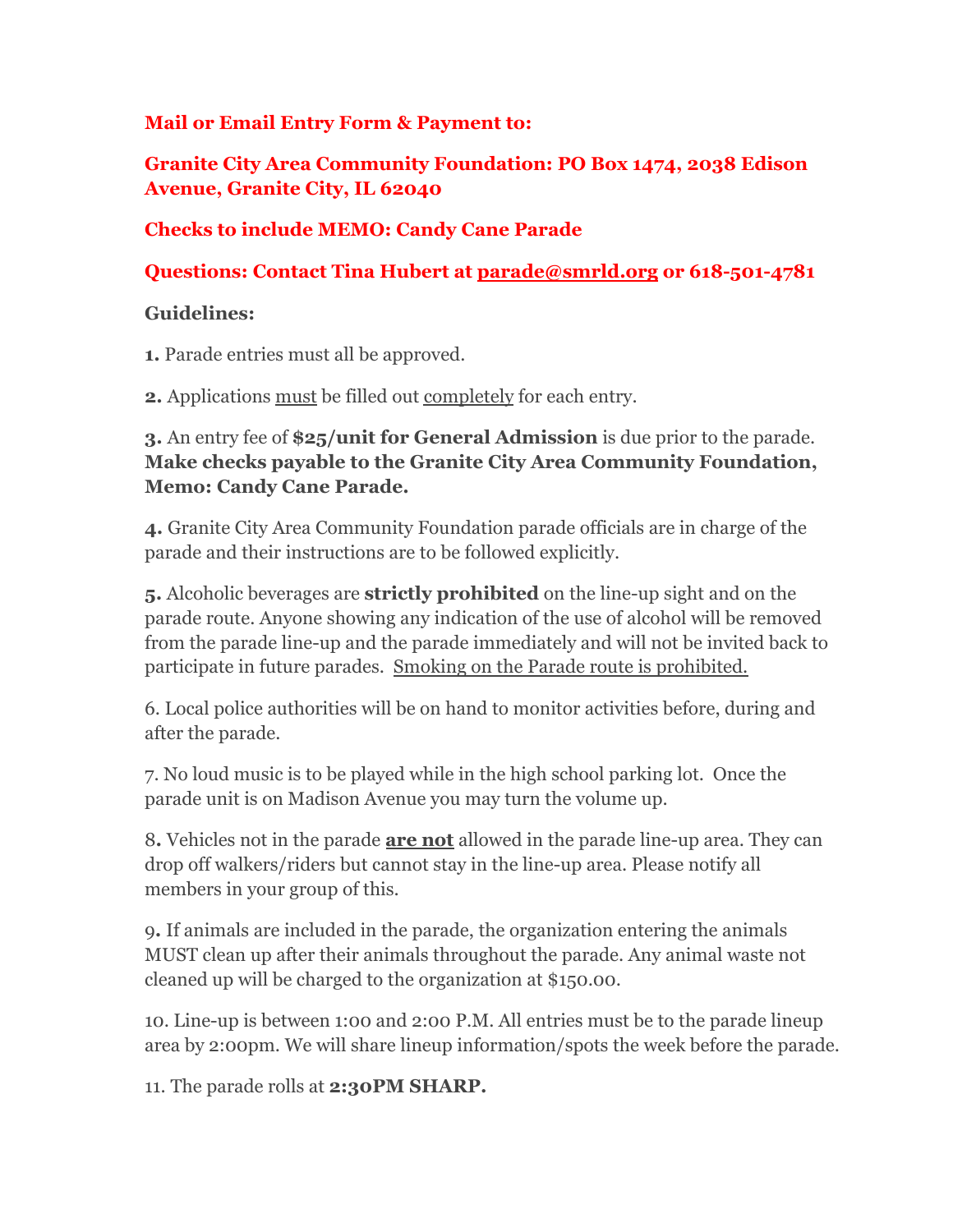**Mail or Email Entry Form & Payment to:**

**Granite City Area Community Foundation: PO Box 1474, 2038 Edison Avenue, Granite City, IL 62040**

**Checks to include MEMO: Candy Cane Parade**

**Questions: Contact Tina Hubert at parade@smrld.org or 618-501-4781**

**Guidelines:**

**1.** Parade entries must all be approved.

**2.** Applications must be filled out completely for each entry.

**3.** An entry fee of **$25/unit for General Admission** is due prior to the parade. **Make checks payable to the Granite City Area Community Foundation, Memo: Candy Cane Parade.**

**4.** Granite City Area Community Foundation parade officials are in charge of the parade and their instructions are to be followed explicitly.

**5.** Alcoholic beverages are **strictly prohibited** on the line-up sight and on the parade route. Anyone showing any indication of the use of alcohol will be removed from the parade line-up and the parade immediately and will not be invited back to participate in future parades. Smoking on the Parade route is prohibited.

6. Local police authorities will be on hand to monitor activities before, during and after the parade.

7. No loud music is to be played while in the high school parking lot. Once the parade unit is on Madison Avenue you may turn the volume up.

8. Vehicles not in the parade **are not** allowed in the parade line-up area. They can drop off walkers/riders but cannot stay in the line-up area. Please notify all members in your group of this.

9. If animals are included in the parade, the organization entering the animals MUST clean up after their animals throughout the parade. Any animal waste not cleaned up will be charged to the organization at $150.00.

10. Line-up is between 1:00 and 2:00 P.M. All entries must be to the parade lineup area by 2:00pm. We will share lineup information/spots the week before the parade.

11. The parade rolls at **2:30PM SHARP.**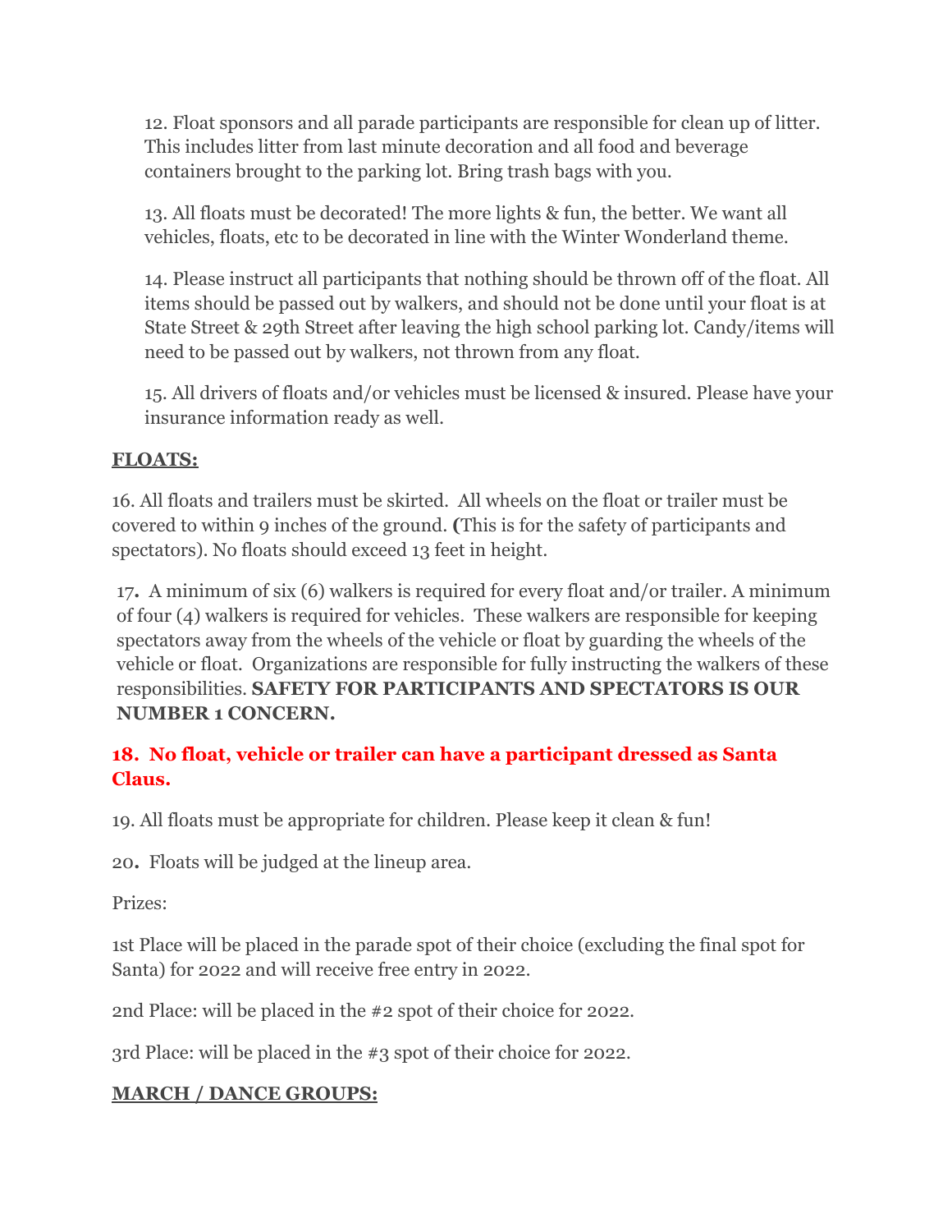12. Float sponsors and all parade participants are responsible for clean up of litter. This includes litter from last minute decoration and all food and beverage containers brought to the parking lot. Bring trash bags with you.

13. All floats must be decorated! The more lights & fun, the better. We want all vehicles, floats, etc to be decorated in line with the Winter Wonderland theme.

14. Please instruct all participants that nothing should be thrown off of the float. All items should be passed out by walkers, and should not be done until your float is at State Street & 29th Street after leaving the high school parking lot. Candy/items will need to be passed out by walkers, not thrown from any float.

15. All drivers of floats and/or vehicles must be licensed & insured. Please have your insurance information ready as well.

## FLOATS:

16. All floats and trailers must be skirted. All wheels on the float or trailer must be covered to within 9 inches of the ground. **(**This is for the safety of participants and spectators). No floats should exceed 13 feet in height.

17**.** A minimum of six (6) walkers is required for every float and/or trailer. A minimum of four (4) walkers is required for vehicles. These walkers are responsible for keeping spectators away from the wheels of the vehicle or float by guarding the wheels of the vehicle or float. Organizations are responsible for fully instructing the walkers of these responsibilities. **SAFETY FOR PARTICIPANTS AND SPECTATORS IS OUR NUMBER 1 CONCERN.**

**18. No float, vehicle or trailer can have a participant dressed as Santa Claus.**

19. All floats must be appropriate for children. Please keep it clean & fun!

20**.** Floats will be judged at the lineup area.

Prizes:

1st Place will be placed in the parade spot of their choice (excluding the final spot for Santa) for 2022 and will receive free entry in 2022.

2nd Place: will be placed in the #2 spot of their choice for 2022.

3rd Place: will be placed in the #3 spot of their choice for 2022.

## MARCH / DANCE GROUPS: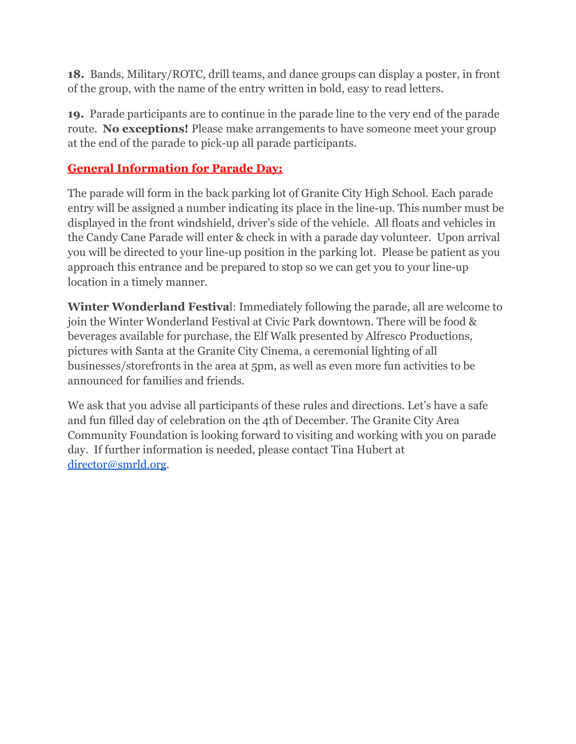**18.** Bands, Military/ROTC, drill teams, and dance groups can display a poster, in front of the group, with the name of the entry written in bold, easy to read letters.

**19.** Parade participants are to continue in the parade line to the very end of the parade route. **No exceptions!** Please make arrangements to have someone meet your group at the end of the parade to pick-up all parade participants.

## General Information for Parade Day:

The parade will form in the back parking lot of Granite City High School. Each parade entry will be assigned a number indicating its place in the line-up. This number must be displayed in the front windshield, driver's side of the vehicle. All floats and vehicles in the Candy Cane Parade will enter & check in with a parade day volunteer. Upon arrival you will be directed to your line-up position in the parking lot. Please be patient as you approach this entrance and be prepared to stop so we can get you to your line-up location in a timely manner.

**Winter Wonderland Festiva**l: Immediately following the parade, all are welcome to join the Winter Wonderland Festival at Civic Park downtown. There will be food & beverages available for purchase, the Elf Walk presented by Alfresco Productions, pictures with Santa at the Granite City Cinema, a ceremonial lighting of all businesses/storefronts in the area at 5pm, as well as even more fun activities to be announced for families and friends.

We ask that you advise all participants of these rules and directions. Let's have a safe and fun filled day of celebration on the 4th of December. The Granite City Area Community Foundation is looking forward to visiting and working with you on parade day. If further information is needed, please contact Tina Hubert at [director@smrld.org](mailto:director@smrld.org).